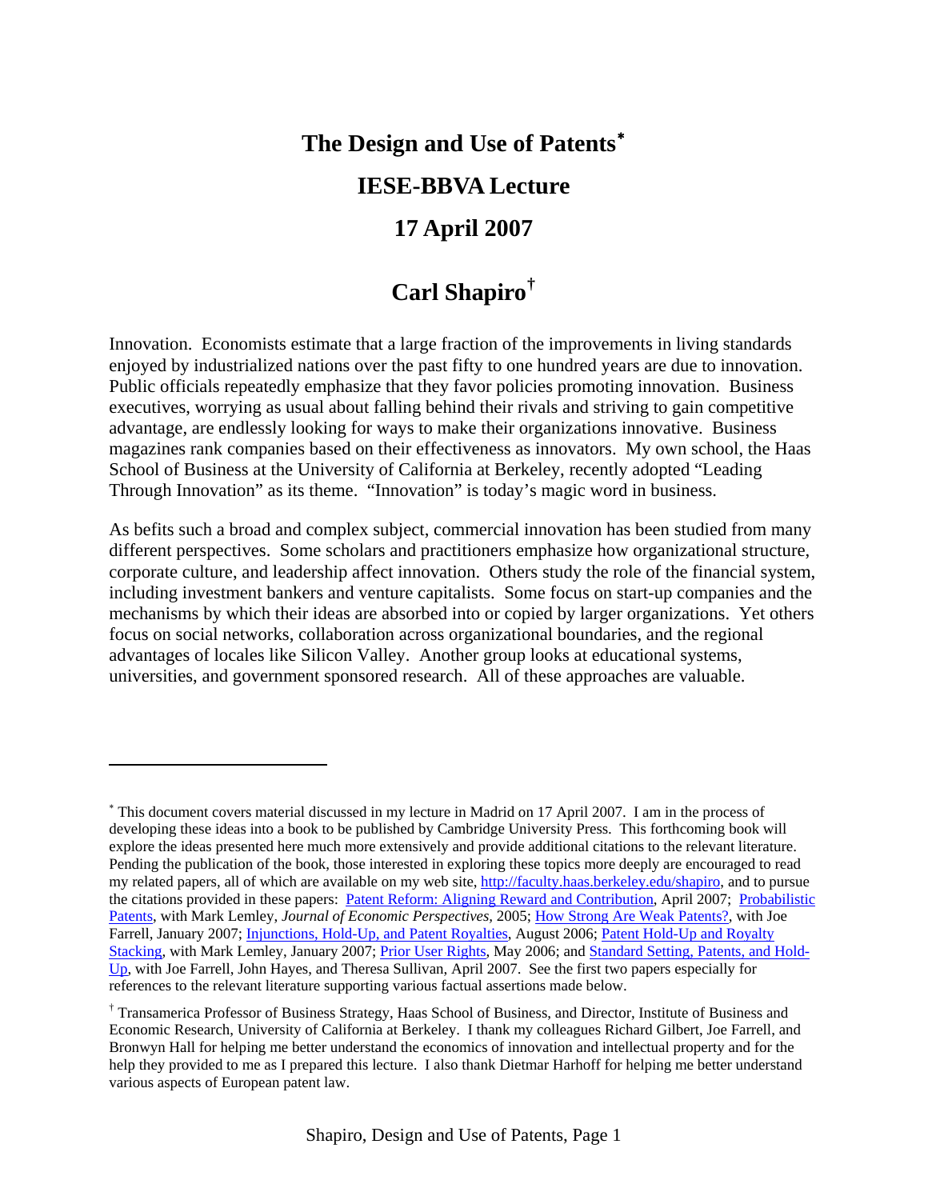# The Design and Use of Patents[*]

## IESE-BBVA Lecture

## 17 April 2007

## Carl Shapiro[†]

Innovation. Economists estimate that a large fraction of the improvements in living standards enjoyed by industrialized nations over the past fifty to one hundred years are due to innovation. Public officials repeatedly emphasize that they favor policies promoting innovation. Business executives, worrying as usual about falling behind their rivals and striving to gain competitive advantage, are endlessly looking for ways to make their organizations innovative. Business magazines rank companies based on their effectiveness as innovators. My own school, the Haas School of Business at the University of California at Berkeley, recently adopted "Leading Through Innovation" as its theme. "Innovation" is today's magic word in business.

As befits such a broad and complex subject, commercial innovation has been studied from many different perspectives. Some scholars and practitioners emphasize how organizational structure, corporate culture, and leadership affect innovation. Others study the role of the financial system, including investment bankers and venture capitalists. Some focus on start-up companies and the mechanisms by which their ideas are absorbed into or copied by larger organizations. Yet others focus on social networks, collaboration across organizational boundaries, and the regional advantages of locales like Silicon Valley. Another group looks at educational systems, universities, and government sponsored research. All of these approaches are valuable.

---

[*] This document covers material discussed in my lecture in Madrid on 17 April 2007. I am in the process of developing these ideas into a book to be published by Cambridge University Press. This forthcoming book will explore the ideas presented here much more extensively and provide additional citations to the relevant literature. Pending the publication of the book, those interested in exploring these topics more deeply are encouraged to read my related papers, all of which are available on my web site, http://faculty.haas.berkeley.edu/shapiro, and to pursue the citations provided in these papers: Patent Reform: Aligning Reward and Contribution, April 2007; Probabilistic Patents, with Mark Lemley, *Journal of Economic Perspectives*, 2005; How Strong Are Weak Patents?, with Joe Farrell, January 2007; Injunctions, Hold-Up, and Patent Royalties, August 2006; Patent Hold-Up and Royalty Stacking, with Mark Lemley, January 2007; Prior User Rights, May 2006; and Standard Setting, Patents, and Hold-Up, with Joe Farrell, John Hayes, and Theresa Sullivan, April 2007. See the first two papers especially for references to the relevant literature supporting various factual assertions made below.

[†] Transamerica Professor of Business Strategy, Haas School of Business, and Director, Institute of Business and Economic Research, University of California at Berkeley. I thank my colleagues Richard Gilbert, Joe Farrell, and Bronwyn Hall for helping me better understand the economics of innovation and intellectual property and for the help they provided to me as I prepared this lecture. I also thank Dietmar Harhoff for helping me better understand various aspects of European patent law.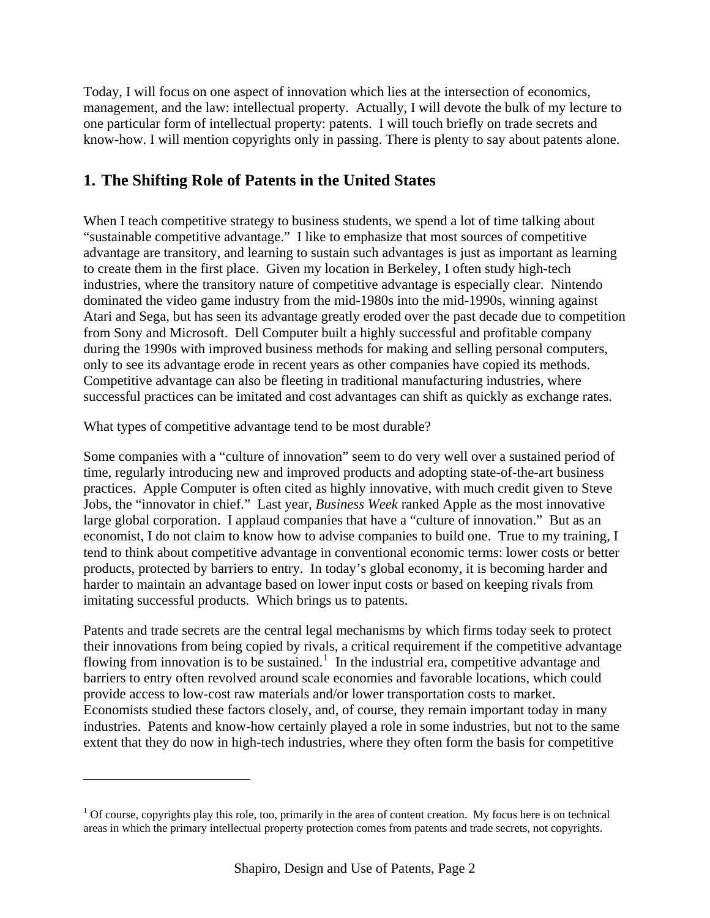Today, I will focus on one aspect of innovation which lies at the intersection of economics, management, and the law: intellectual property. Actually, I will devote the bulk of my lecture to one particular form of intellectual property: patents. I will touch briefly on trade secrets and know-how. I will mention copyrights only in passing. There is plenty to say about patents alone.

## 1. The Shifting Role of Patents in the United States

When I teach competitive strategy to business students, we spend a lot of time talking about "sustainable competitive advantage." I like to emphasize that most sources of competitive advantage are transitory, and learning to sustain such advantages is just as important as learning to create them in the first place. Given my location in Berkeley, I often study high-tech industries, where the transitory nature of competitive advantage is especially clear. Nintendo dominated the video game industry from the mid-1980s into the mid-1990s, winning against Atari and Sega, but has seen its advantage greatly eroded over the past decade due to competition from Sony and Microsoft. Dell Computer built a highly successful and profitable company during the 1990s with improved business methods for making and selling personal computers, only to see its advantage erode in recent years as other companies have copied its methods. Competitive advantage can also be fleeting in traditional manufacturing industries, where successful practices can be imitated and cost advantages can shift as quickly as exchange rates.

What types of competitive advantage tend to be most durable?

Some companies with a "culture of innovation" seem to do very well over a sustained period of time, regularly introducing new and improved products and adopting state-of-the-art business practices. Apple Computer is often cited as highly innovative, with much credit given to Steve Jobs, the "innovator in chief." Last year, *Business Week* ranked Apple as the most innovative large global corporation. I applaud companies that have a "culture of innovation." But as an economist, I do not claim to know how to advise companies to build one. True to my training, I tend to think about competitive advantage in conventional economic terms: lower costs or better products, protected by barriers to entry. In today's global economy, it is becoming harder and harder to maintain an advantage based on lower input costs or based on keeping rivals from imitating successful products. Which brings us to patents.

Patents and trade secrets are the central legal mechanisms by which firms today seek to protect their innovations from being copied by rivals, a critical requirement if the competitive advantage flowing from innovation is to be sustained.[1] In the industrial era, competitive advantage and barriers to entry often revolved around scale economies and favorable locations, which could provide access to low-cost raw materials and/or lower transportation costs to market. Economists studied these factors closely, and, of course, they remain important today in many industries. Patents and know-how certainly played a role in some industries, but not to the same extent that they do now in high-tech industries, where they often form the basis for competitive

[1] Of course, copyrights play this role, too, primarily in the area of content creation. My focus here is on technical areas in which the primary intellectual property protection comes from patents and trade secrets, not copyrights.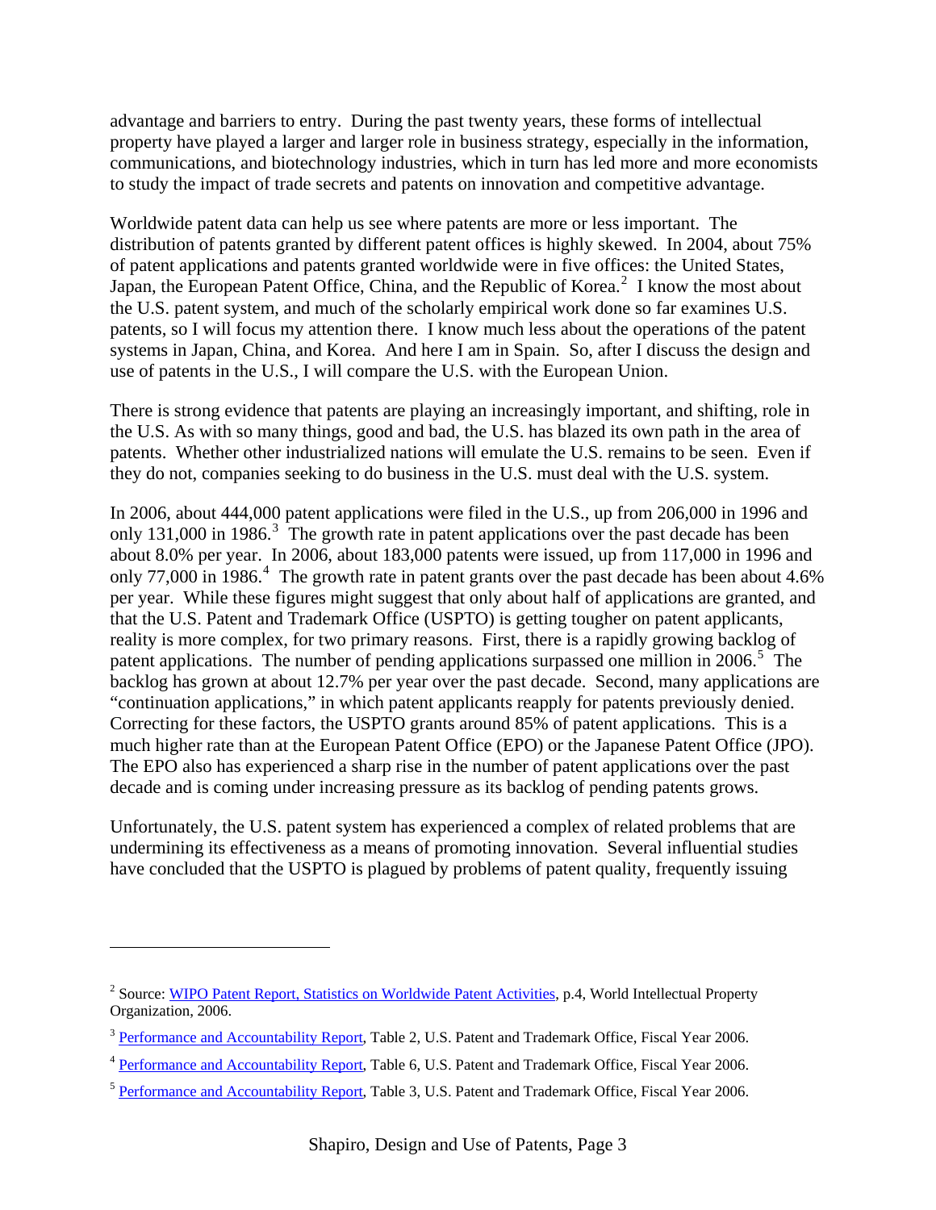advantage and barriers to entry. During the past twenty years, these forms of intellectual property have played a larger and larger role in business strategy, especially in the information, communications, and biotechnology industries, which in turn has led more and more economists to study the impact of trade secrets and patents on innovation and competitive advantage.

Worldwide patent data can help us see where patents are more or less important. The distribution of patents granted by different patent offices is highly skewed. In 2004, about 75% of patent applications and patents granted worldwide were in five offices: the United States, Japan, the European Patent Office, China, and the Republic of Korea.[2] I know the most about the U.S. patent system, and much of the scholarly empirical work done so far examines U.S. patents, so I will focus my attention there. I know much less about the operations of the patent systems in Japan, China, and Korea. And here I am in Spain. So, after I discuss the design and use of patents in the U.S., I will compare the U.S. with the European Union.

There is strong evidence that patents are playing an increasingly important, and shifting, role in the U.S. As with so many things, good and bad, the U.S. has blazed its own path in the area of patents. Whether other industrialized nations will emulate the U.S. remains to be seen. Even if they do not, companies seeking to do business in the U.S. must deal with the U.S. system.

In 2006, about 444,000 patent applications were filed in the U.S., up from 206,000 in 1996 and only 131,000 in 1986.[3] The growth rate in patent applications over the past decade has been about 8.0% per year. In 2006, about 183,000 patents were issued, up from 117,000 in 1996 and only 77,000 in 1986.[4] The growth rate in patent grants over the past decade has been about 4.6% per year. While these figures might suggest that only about half of applications are granted, and that the U.S. Patent and Trademark Office (USPTO) is getting tougher on patent applicants, reality is more complex, for two primary reasons. First, there is a rapidly growing backlog of patent applications. The number of pending applications surpassed one million in 2006.[5] The backlog has grown at about 12.7% per year over the past decade. Second, many applications are "continuation applications," in which patent applicants reapply for patents previously denied. Correcting for these factors, the USPTO grants around 85% of patent applications. This is a much higher rate than at the European Patent Office (EPO) or the Japanese Patent Office (JPO). The EPO also has experienced a sharp rise in the number of patent applications over the past decade and is coming under increasing pressure as its backlog of pending patents grows.

Unfortunately, the U.S. patent system has experienced a complex of related problems that are undermining its effectiveness as a means of promoting innovation. Several influential studies have concluded that the USPTO is plagued by problems of patent quality, frequently issuing

---

[2] Source: WIPO Patent Report, Statistics on Worldwide Patent Activities, p.4, World Intellectual Property Organization, 2006.

[3] Performance and Accountability Report, Table 2, U.S. Patent and Trademark Office, Fiscal Year 2006.

[4] Performance and Accountability Report, Table 6, U.S. Patent and Trademark Office, Fiscal Year 2006.

[5] Performance and Accountability Report, Table 3, U.S. Patent and Trademark Office, Fiscal Year 2006.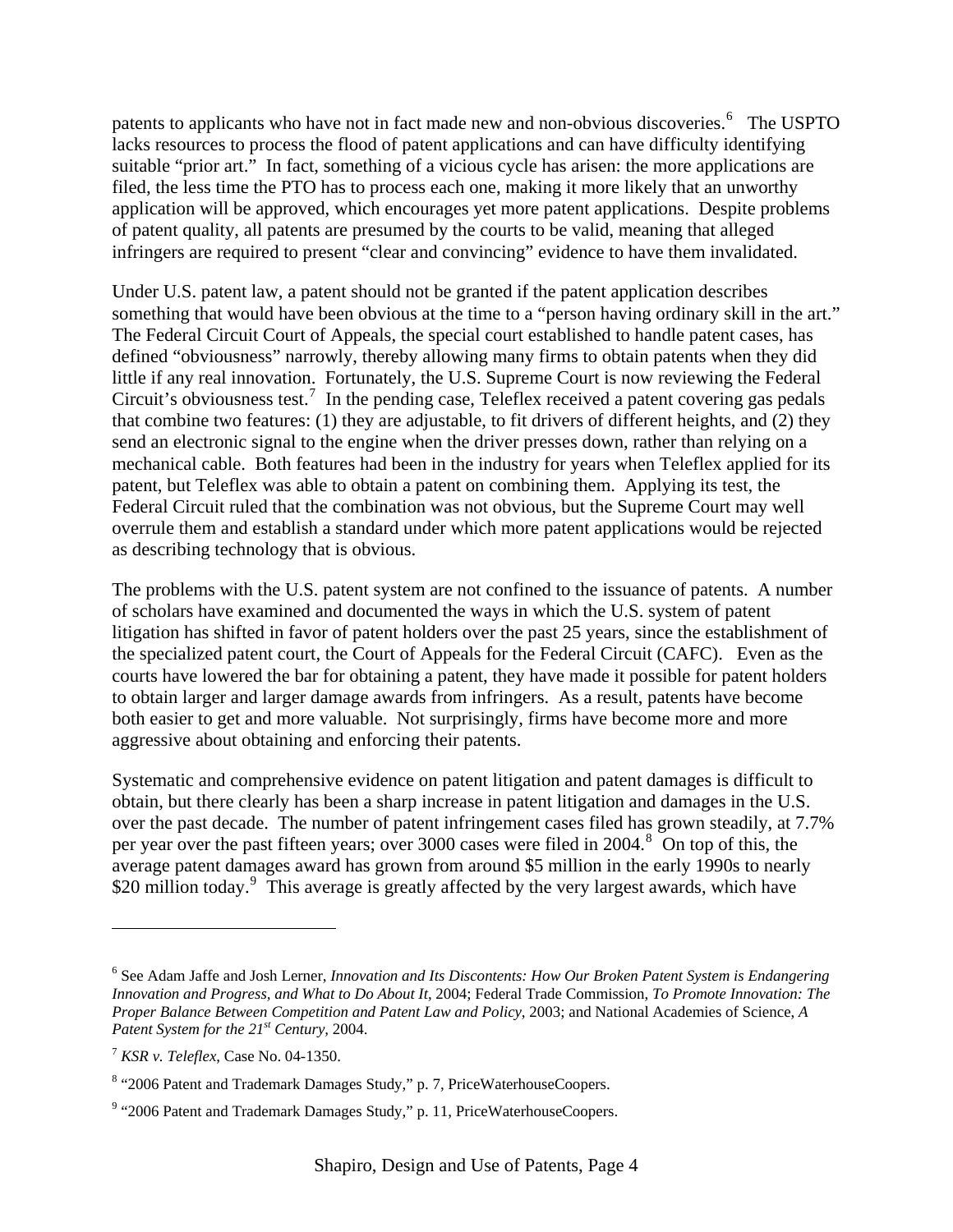patents to applicants who have not in fact made new and non-obvious discoveries.[6] The USPTO lacks resources to process the flood of patent applications and can have difficulty identifying suitable "prior art." In fact, something of a vicious cycle has arisen: the more applications are filed, the less time the PTO has to process each one, making it more likely that an unworthy application will be approved, which encourages yet more patent applications. Despite problems of patent quality, all patents are presumed by the courts to be valid, meaning that alleged infringers are required to present "clear and convincing" evidence to have them invalidated.

Under U.S. patent law, a patent should not be granted if the patent application describes something that would have been obvious at the time to a "person having ordinary skill in the art." The Federal Circuit Court of Appeals, the special court established to handle patent cases, has defined "obviousness" narrowly, thereby allowing many firms to obtain patents when they did little if any real innovation. Fortunately, the U.S. Supreme Court is now reviewing the Federal Circuit's obviousness test.[7] In the pending case, Teleflex received a patent covering gas pedals that combine two features: (1) they are adjustable, to fit drivers of different heights, and (2) they send an electronic signal to the engine when the driver presses down, rather than relying on a mechanical cable. Both features had been in the industry for years when Teleflex applied for its patent, but Teleflex was able to obtain a patent on combining them. Applying its test, the Federal Circuit ruled that the combination was not obvious, but the Supreme Court may well overrule them and establish a standard under which more patent applications would be rejected as describing technology that is obvious.

The problems with the U.S. patent system are not confined to the issuance of patents. A number of scholars have examined and documented the ways in which the U.S. system of patent litigation has shifted in favor of patent holders over the past 25 years, since the establishment of the specialized patent court, the Court of Appeals for the Federal Circuit (CAFC). Even as the courts have lowered the bar for obtaining a patent, they have made it possible for patent holders to obtain larger and larger damage awards from infringers. As a result, patents have become both easier to get and more valuable. Not surprisingly, firms have become more and more aggressive about obtaining and enforcing their patents.

Systematic and comprehensive evidence on patent litigation and patent damages is difficult to obtain, but there clearly has been a sharp increase in patent litigation and damages in the U.S. over the past decade. The number of patent infringement cases filed has grown steadily, at 7.7% per year over the past fifteen years; over 3000 cases were filed in 2004.[8] On top of this, the average patent damages award has grown from around \$5 million in the early 1990s to nearly \$20 million today.[9] This average is greatly affected by the very largest awards, which have

---

[6] See Adam Jaffe and Josh Lerner, *Innovation and Its Discontents: How Our Broken Patent System is Endangering Innovation and Progress, and What to Do About It*, 2004; Federal Trade Commission, *To Promote Innovation: The Proper Balance Between Competition and Patent Law and Policy*, 2003; and National Academies of Science, *A Patent System for the 21st Century*, 2004.

[7] *KSR v. Teleflex*, Case No. 04-1350.

[8] "2006 Patent and Trademark Damages Study," p. 7, PriceWaterhouseCoopers.

[9] "2006 Patent and Trademark Damages Study," p. 11, PriceWaterhouseCoopers.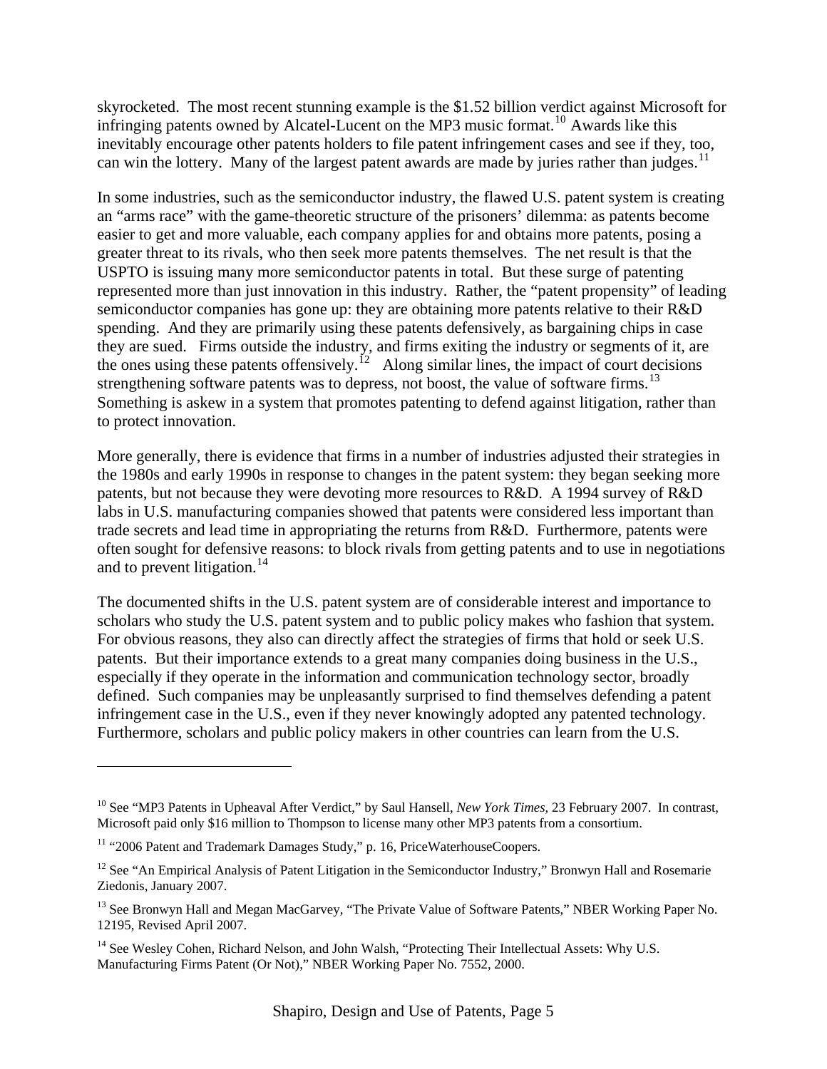skyrocketed. The most recent stunning example is the $1.52 billion verdict against Microsoft for infringing patents owned by Alcatel-Lucent on the MP3 music format.[10] Awards like this inevitably encourage other patents holders to file patent infringement cases and see if they, too, can win the lottery. Many of the largest patent awards are made by juries rather than judges.[11]

In some industries, such as the semiconductor industry, the flawed U.S. patent system is creating an "arms race" with the game-theoretic structure of the prisoners' dilemma: as patents become easier to get and more valuable, each company applies for and obtains more patents, posing a greater threat to its rivals, who then seek more patents themselves. The net result is that the USPTO is issuing many more semiconductor patents in total. But these surge of patenting represented more than just innovation in this industry. Rather, the "patent propensity" of leading semiconductor companies has gone up: they are obtaining more patents relative to their R&D spending. And they are primarily using these patents defensively, as bargaining chips in case they are sued. Firms outside the industry, and firms exiting the industry or segments of it, are the ones using these patents offensively.[12] Along similar lines, the impact of court decisions strengthening software patents was to depress, not boost, the value of software firms.[13] Something is askew in a system that promotes patenting to defend against litigation, rather than to protect innovation.

More generally, there is evidence that firms in a number of industries adjusted their strategies in the 1980s and early 1990s in response to changes in the patent system: they began seeking more patents, but not because they were devoting more resources to R&D. A 1994 survey of R&D labs in U.S. manufacturing companies showed that patents were considered less important than trade secrets and lead time in appropriating the returns from R&D. Furthermore, patents were often sought for defensive reasons: to block rivals from getting patents and to use in negotiations and to prevent litigation.[14]

The documented shifts in the U.S. patent system are of considerable interest and importance to scholars who study the U.S. patent system and to public policy makes who fashion that system. For obvious reasons, they also can directly affect the strategies of firms that hold or seek U.S. patents. But their importance extends to a great many companies doing business in the U.S., especially if they operate in the information and communication technology sector, broadly defined. Such companies may be unpleasantly surprised to find themselves defending a patent infringement case in the U.S., even if they never knowingly adopted any patented technology. Furthermore, scholars and public policy makers in other countries can learn from the U.S.

---

[10] See "MP3 Patents in Upheaval After Verdict," by Saul Hansell, *New York Times*, 23 February 2007. In contrast, Microsoft paid only $16 million to Thompson to license many other MP3 patents from a consortium.

[11] "2006 Patent and Trademark Damages Study," p. 16, PriceWaterhouseCoopers.

[12] See "An Empirical Analysis of Patent Litigation in the Semiconductor Industry," Bronwyn Hall and Rosemarie Ziedonis, January 2007.

[13] See Bronwyn Hall and Megan MacGarvey, "The Private Value of Software Patents," NBER Working Paper No. 12195, Revised April 2007.

[14] See Wesley Cohen, Richard Nelson, and John Walsh, "Protecting Their Intellectual Assets: Why U.S. Manufacturing Firms Patent (Or Not)," NBER Working Paper No. 7552, 2000.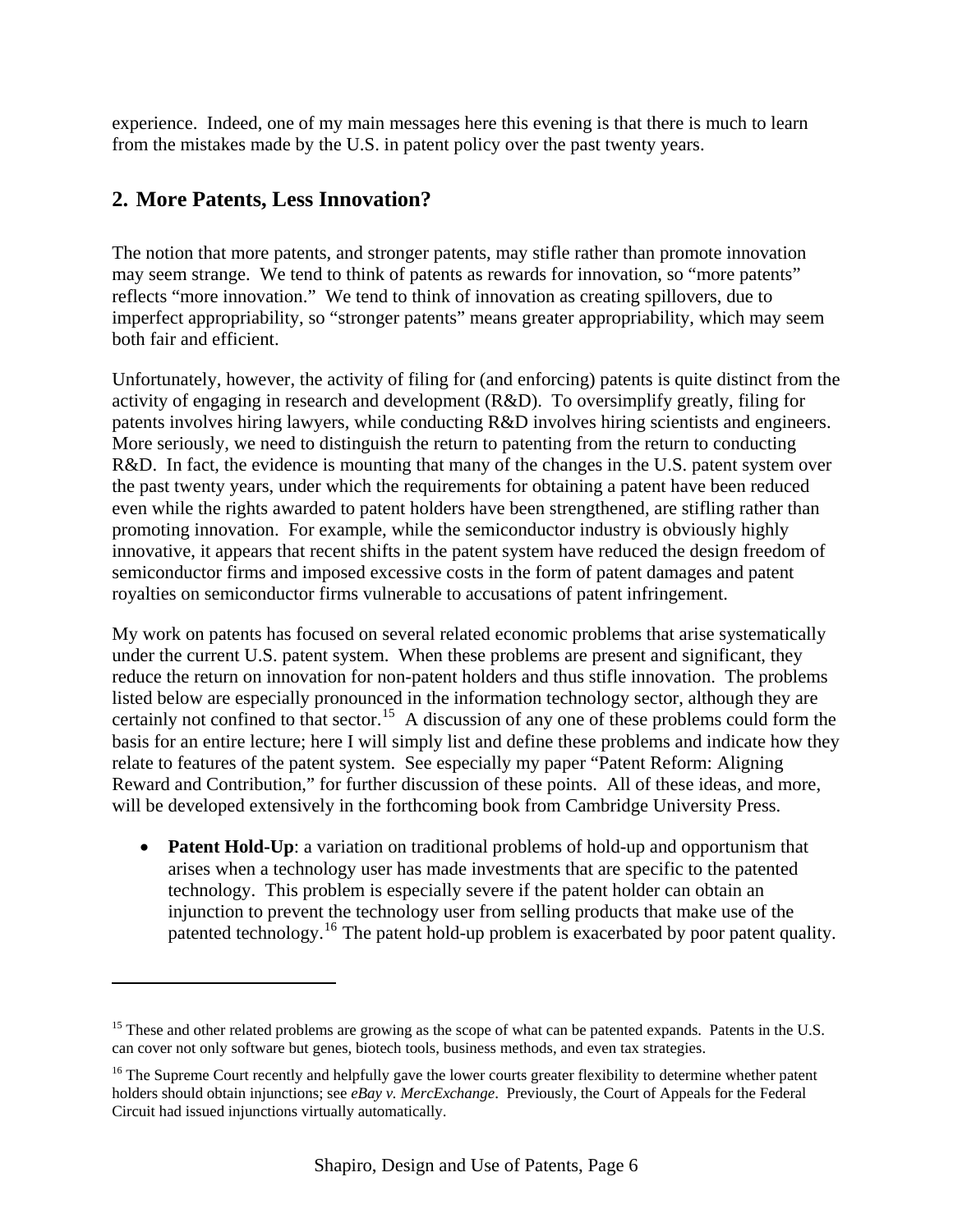experience. Indeed, one of my main messages here this evening is that there is much to learn from the mistakes made by the U.S. in patent policy over the past twenty years.

## 2. More Patents, Less Innovation?

The notion that more patents, and stronger patents, may stifle rather than promote innovation may seem strange. We tend to think of patents as rewards for innovation, so "more patents" reflects "more innovation." We tend to think of innovation as creating spillovers, due to imperfect appropriability, so "stronger patents" means greater appropriability, which may seem both fair and efficient.

Unfortunately, however, the activity of filing for (and enforcing) patents is quite distinct from the activity of engaging in research and development (R&D). To oversimplify greatly, filing for patents involves hiring lawyers, while conducting R&D involves hiring scientists and engineers. More seriously, we need to distinguish the return to patenting from the return to conducting R&D. In fact, the evidence is mounting that many of the changes in the U.S. patent system over the past twenty years, under which the requirements for obtaining a patent have been reduced even while the rights awarded to patent holders have been strengthened, are stifling rather than promoting innovation. For example, while the semiconductor industry is obviously highly innovative, it appears that recent shifts in the patent system have reduced the design freedom of semiconductor firms and imposed excessive costs in the form of patent damages and patent royalties on semiconductor firms vulnerable to accusations of patent infringement.

My work on patents has focused on several related economic problems that arise systematically under the current U.S. patent system. When these problems are present and significant, they reduce the return on innovation for non-patent holders and thus stifle innovation. The problems listed below are especially pronounced in the information technology sector, although they are certainly not confined to that sector.[15] A discussion of any one of these problems could form the basis for an entire lecture; here I will simply list and define these problems and indicate how they relate to features of the patent system. See especially my paper "Patent Reform: Aligning Reward and Contribution," for further discussion of these points. All of these ideas, and more, will be developed extensively in the forthcoming book from Cambridge University Press.

- **Patent Hold-Up**: a variation on traditional problems of hold-up and opportunism that arises when a technology user has made investments that are specific to the patented technology. This problem is especially severe if the patent holder can obtain an injunction to prevent the technology user from selling products that make use of the patented technology.[16] The patent hold-up problem is exacerbated by poor patent quality.

---

[15] These and other related problems are growing as the scope of what can be patented expands. Patents in the U.S. can cover not only software but genes, biotech tools, business methods, and even tax strategies.

[16] The Supreme Court recently and helpfully gave the lower courts greater flexibility to determine whether patent holders should obtain injunctions; see *eBay v. MercExchange*. Previously, the Court of Appeals for the Federal Circuit had issued injunctions virtually automatically.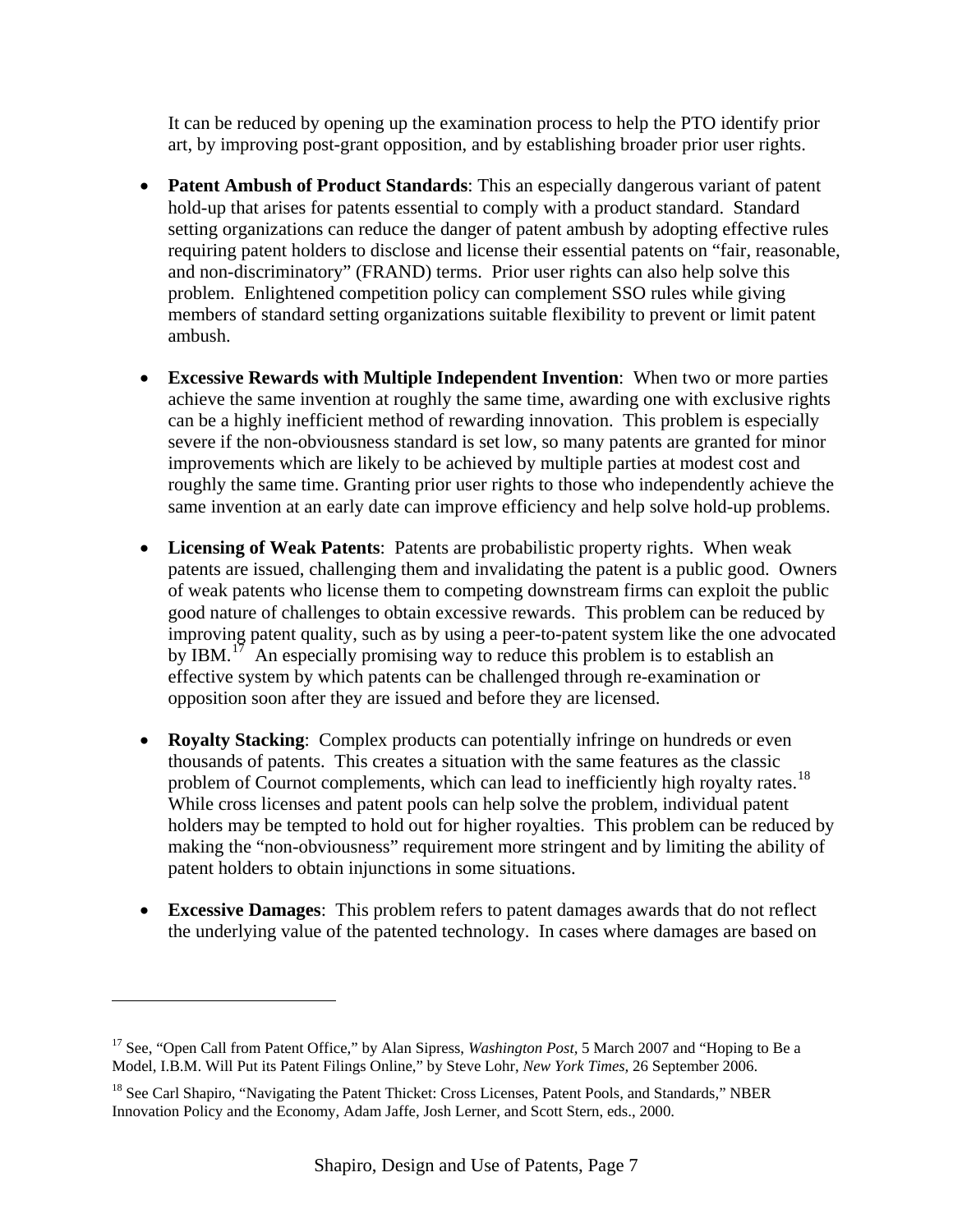It can be reduced by opening up the examination process to help the PTO identify prior art, by improving post-grant opposition, and by establishing broader prior user rights.

- **Patent Ambush of Product Standards**: This an especially dangerous variant of patent hold-up that arises for patents essential to comply with a product standard. Standard setting organizations can reduce the danger of patent ambush by adopting effective rules requiring patent holders to disclose and license their essential patents on "fair, reasonable, and non-discriminatory" (FRAND) terms. Prior user rights can also help solve this problem. Enlightened competition policy can complement SSO rules while giving members of standard setting organizations suitable flexibility to prevent or limit patent ambush.

- **Excessive Rewards with Multiple Independent Invention**: When two or more parties achieve the same invention at roughly the same time, awarding one with exclusive rights can be a highly inefficient method of rewarding innovation. This problem is especially severe if the non-obviousness standard is set low, so many patents are granted for minor improvements which are likely to be achieved by multiple parties at modest cost and roughly the same time. Granting prior user rights to those who independently achieve the same invention at an early date can improve efficiency and help solve hold-up problems.

- **Licensing of Weak Patents**: Patents are probabilistic property rights. When weak patents are issued, challenging them and invalidating the patent is a public good. Owners of weak patents who license them to competing downstream firms can exploit the public good nature of challenges to obtain excessive rewards. This problem can be reduced by improving patent quality, such as by using a peer-to-patent system like the one advocated by IBM.[17] An especially promising way to reduce this problem is to establish an effective system by which patents can be challenged through re-examination or opposition soon after they are issued and before they are licensed.

- **Royalty Stacking**: Complex products can potentially infringe on hundreds or even thousands of patents. This creates a situation with the same features as the classic problem of Cournot complements, which can lead to inefficiently high royalty rates.[18] While cross licenses and patent pools can help solve the problem, individual patent holders may be tempted to hold out for higher royalties. This problem can be reduced by making the "non-obviousness" requirement more stringent and by limiting the ability of patent holders to obtain injunctions in some situations.

- **Excessive Damages**: This problem refers to patent damages awards that do not reflect the underlying value of the patented technology. In cases where damages are based on

---

[17] See, "Open Call from Patent Office," by Alan Sipress, *Washington Post*, 5 March 2007 and "Hoping to Be a Model, I.B.M. Will Put its Patent Filings Online," by Steve Lohr, *New York Times,* 26 September 2006.

[18] See Carl Shapiro, "Navigating the Patent Thicket: Cross Licenses, Patent Pools, and Standards," NBER Innovation Policy and the Economy, Adam Jaffe, Josh Lerner, and Scott Stern, eds., 2000.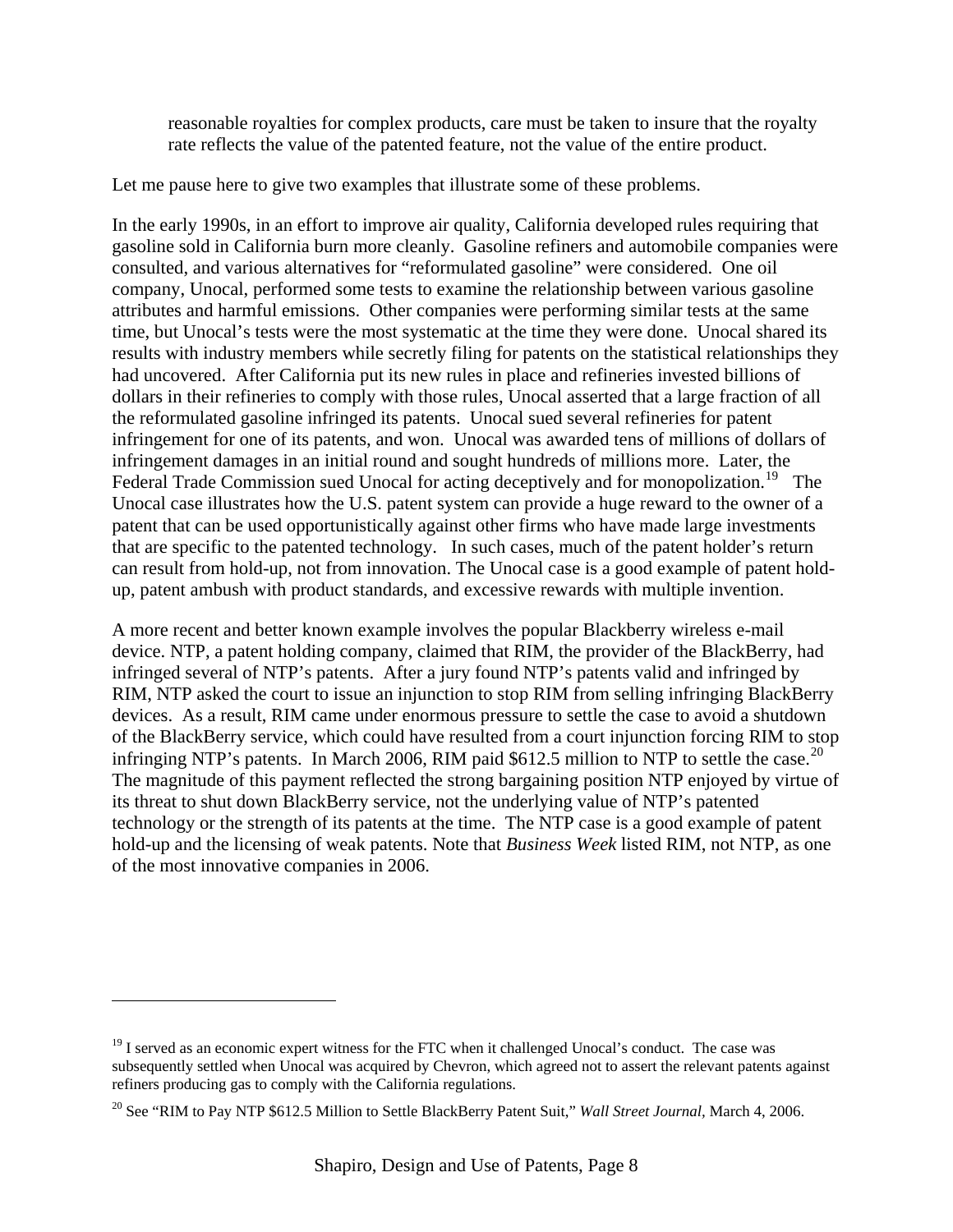reasonable royalties for complex products, care must be taken to insure that the royalty rate reflects the value of the patented feature, not the value of the entire product.

Let me pause here to give two examples that illustrate some of these problems.

In the early 1990s, in an effort to improve air quality, California developed rules requiring that gasoline sold in California burn more cleanly. Gasoline refiners and automobile companies were consulted, and various alternatives for "reformulated gasoline" were considered. One oil company, Unocal, performed some tests to examine the relationship between various gasoline attributes and harmful emissions. Other companies were performing similar tests at the same time, but Unocal's tests were the most systematic at the time they were done. Unocal shared its results with industry members while secretly filing for patents on the statistical relationships they had uncovered. After California put its new rules in place and refineries invested billions of dollars in their refineries to comply with those rules, Unocal asserted that a large fraction of all the reformulated gasoline infringed its patents. Unocal sued several refineries for patent infringement for one of its patents, and won. Unocal was awarded tens of millions of dollars of infringement damages in an initial round and sought hundreds of millions more. Later, the Federal Trade Commission sued Unocal for acting deceptively and for monopolization.[19] The Unocal case illustrates how the U.S. patent system can provide a huge reward to the owner of a patent that can be used opportunistically against other firms who have made large investments that are specific to the patented technology. In such cases, much of the patent holder's return can result from hold-up, not from innovation. The Unocal case is a good example of patent hold-up, patent ambush with product standards, and excessive rewards with multiple invention.

A more recent and better known example involves the popular Blackberry wireless e-mail device. NTP, a patent holding company, claimed that RIM, the provider of the BlackBerry, had infringed several of NTP's patents. After a jury found NTP's patents valid and infringed by RIM, NTP asked the court to issue an injunction to stop RIM from selling infringing BlackBerry devices. As a result, RIM came under enormous pressure to settle the case to avoid a shutdown of the BlackBerry service, which could have resulted from a court injunction forcing RIM to stop infringing NTP's patents. In March 2006, RIM paid $612.5 million to NTP to settle the case.[20] The magnitude of this payment reflected the strong bargaining position NTP enjoyed by virtue of its threat to shut down BlackBerry service, not the underlying value of NTP's patented technology or the strength of its patents at the time. The NTP case is a good example of patent hold-up and the licensing of weak patents. Note that *Business Week* listed RIM, not NTP, as one of the most innovative companies in 2006.

---

[19] I served as an economic expert witness for the FTC when it challenged Unocal's conduct. The case was subsequently settled when Unocal was acquired by Chevron, which agreed not to assert the relevant patents against refiners producing gas to comply with the California regulations.

[20] See "RIM to Pay NTP $612.5 Million to Settle BlackBerry Patent Suit," *Wall Street Journal*, March 4, 2006.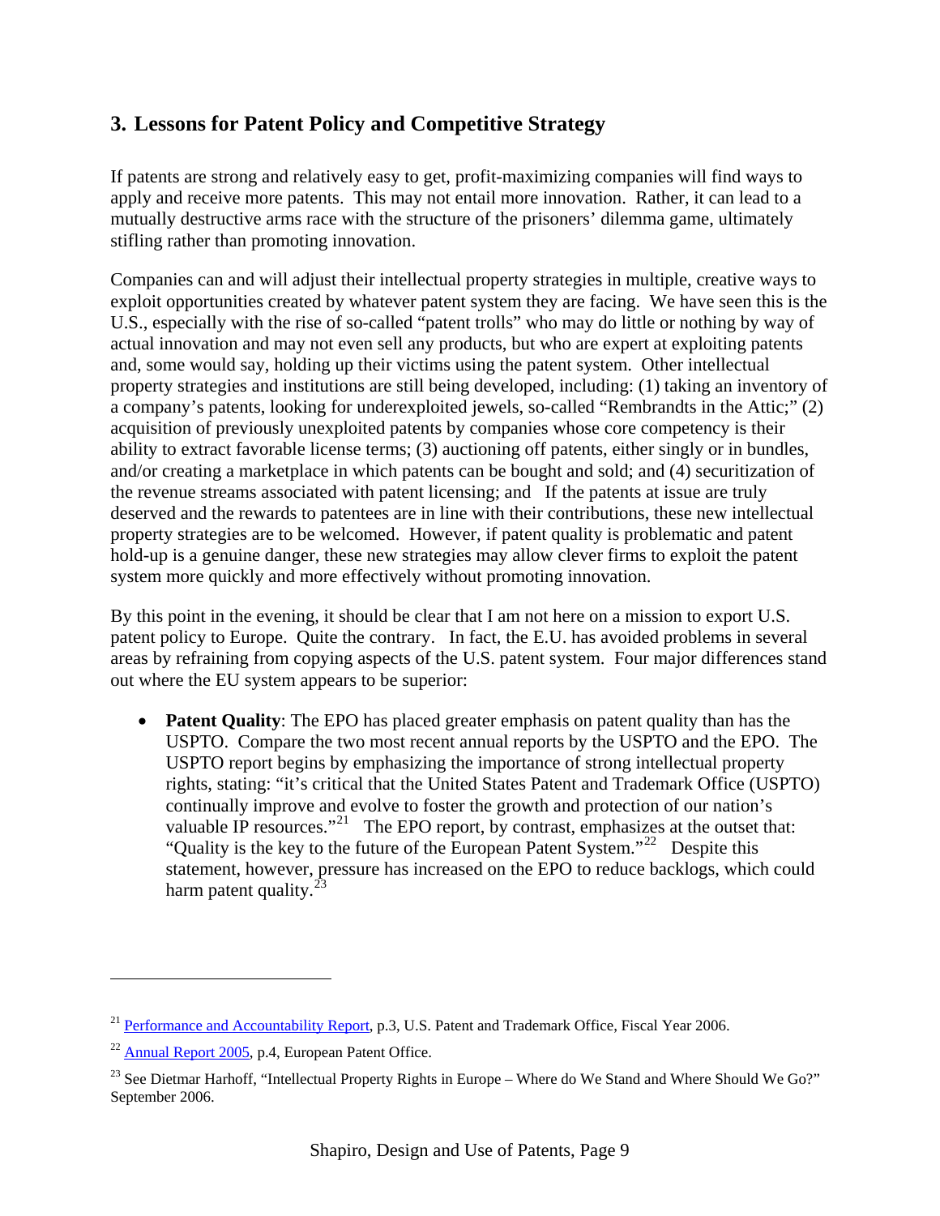## 3. Lessons for Patent Policy and Competitive Strategy

If patents are strong and relatively easy to get, profit-maximizing companies will find ways to apply and receive more patents. This may not entail more innovation. Rather, it can lead to a mutually destructive arms race with the structure of the prisoners' dilemma game, ultimately stifling rather than promoting innovation.

Companies can and will adjust their intellectual property strategies in multiple, creative ways to exploit opportunities created by whatever patent system they are facing. We have seen this is the U.S., especially with the rise of so-called "patent trolls" who may do little or nothing by way of actual innovation and may not even sell any products, but who are expert at exploiting patents and, some would say, holding up their victims using the patent system. Other intellectual property strategies and institutions are still being developed, including: (1) taking an inventory of a company's patents, looking for underexploited jewels, so-called "Rembrandts in the Attic;" (2) acquisition of previously unexploited patents by companies whose core competency is their ability to extract favorable license terms; (3) auctioning off patents, either singly or in bundles, and/or creating a marketplace in which patents can be bought and sold; and (4) securitization of the revenue streams associated with patent licensing; and If the patents at issue are truly deserved and the rewards to patentees are in line with their contributions, these new intellectual property strategies are to be welcomed. However, if patent quality is problematic and patent hold-up is a genuine danger, these new strategies may allow clever firms to exploit the patent system more quickly and more effectively without promoting innovation.

By this point in the evening, it should be clear that I am not here on a mission to export U.S. patent policy to Europe. Quite the contrary. In fact, the E.U. has avoided problems in several areas by refraining from copying aspects of the U.S. patent system. Four major differences stand out where the EU system appears to be superior:

- **Patent Quality**: The EPO has placed greater emphasis on patent quality than has the USPTO. Compare the two most recent annual reports by the USPTO and the EPO. The USPTO report begins by emphasizing the importance of strong intellectual property rights, stating: "it's critical that the United States Patent and Trademark Office (USPTO) continually improve and evolve to foster the growth and protection of our nation's valuable IP resources."[21] The EPO report, by contrast, emphasizes at the outset that: "Quality is the key to the future of the European Patent System."[22] Despite this statement, however, pressure has increased on the EPO to reduce backlogs, which could harm patent quality.[23]

---

[21] Performance and Accountability Report, p.3, U.S. Patent and Trademark Office, Fiscal Year 2006.

[22] Annual Report 2005, p.4, European Patent Office.

[23] See Dietmar Harhoff, "Intellectual Property Rights in Europe – Where do We Stand and Where Should We Go?" September 2006.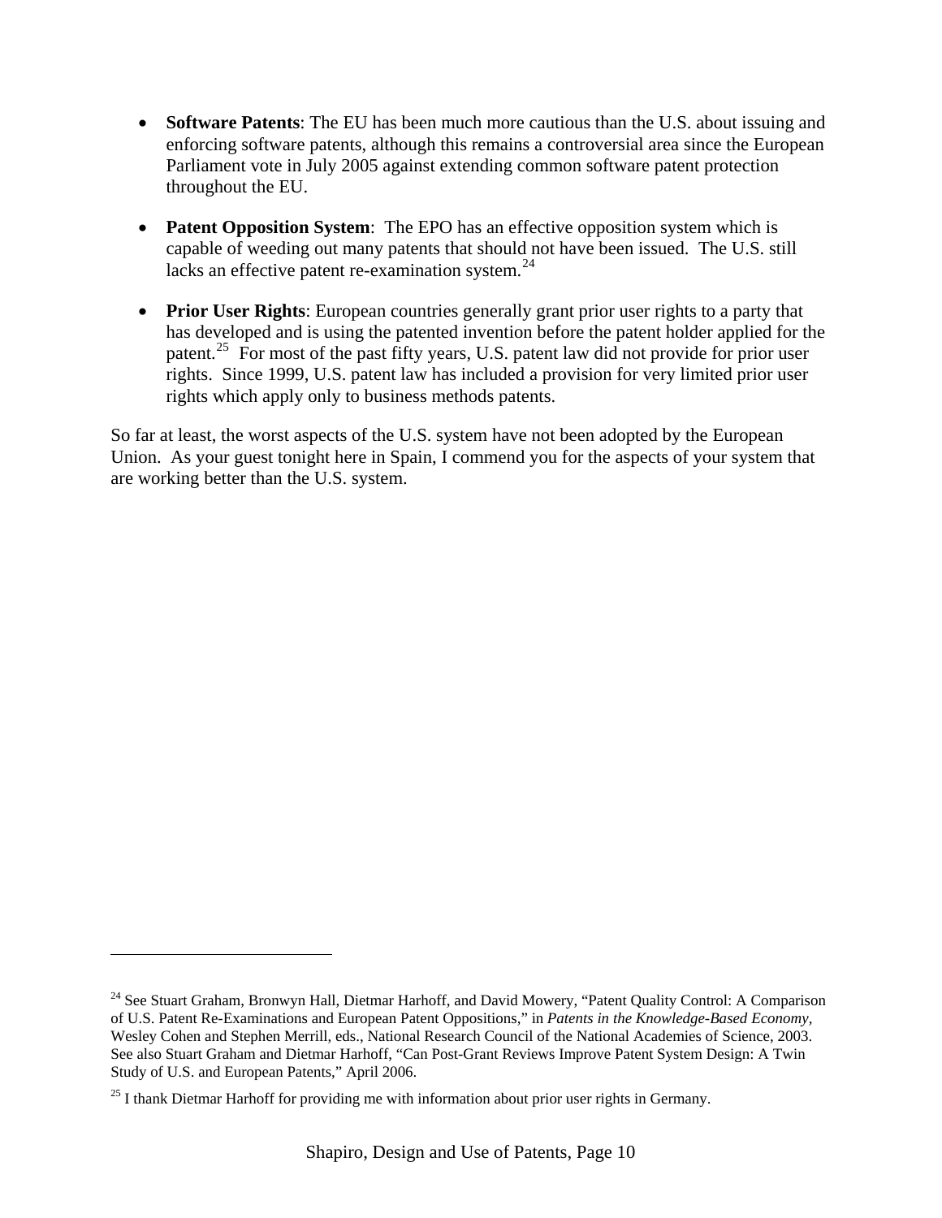- **Software Patents**: The EU has been much more cautious than the U.S. about issuing and enforcing software patents, although this remains a controversial area since the European Parliament vote in July 2005 against extending common software patent protection throughout the EU.

- **Patent Opposition System**: The EPO has an effective opposition system which is capable of weeding out many patents that should not have been issued. The U.S. still lacks an effective patent re-examination system.[24]

- **Prior User Rights**: European countries generally grant prior user rights to a party that has developed and is using the patented invention before the patent holder applied for the patent.[25] For most of the past fifty years, U.S. patent law did not provide for prior user rights. Since 1999, U.S. patent law has included a provision for very limited prior user rights which apply only to business methods patents.

So far at least, the worst aspects of the U.S. system have not been adopted by the European Union. As your guest tonight here in Spain, I commend you for the aspects of your system that are working better than the U.S. system.

---

[24] See Stuart Graham, Bronwyn Hall, Dietmar Harhoff, and David Mowery, "Patent Quality Control: A Comparison of U.S. Patent Re-Examinations and European Patent Oppositions," in *Patents in the Knowledge-Based Economy*, Wesley Cohen and Stephen Merrill, eds., National Research Council of the National Academies of Science, 2003. See also Stuart Graham and Dietmar Harhoff, "Can Post-Grant Reviews Improve Patent System Design: A Twin Study of U.S. and European Patents," April 2006.

[25] I thank Dietmar Harhoff for providing me with information about prior user rights in Germany.